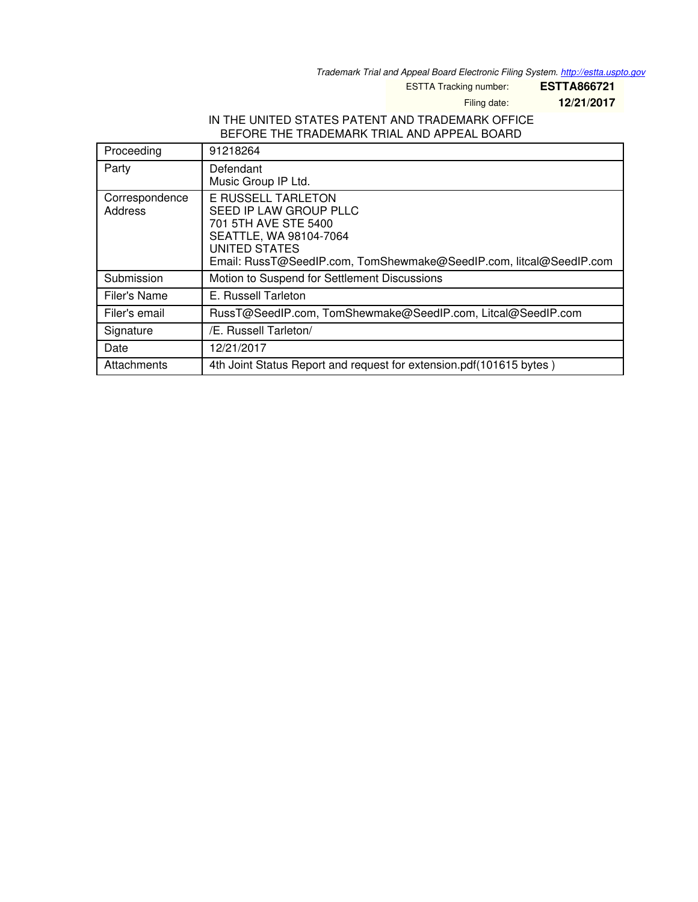*Trademark Trial and Appeal Board Electronic Filing System. http://estta.uspto.gov*

ESTTA Tracking number: **ESTTA866721**

Filing date: **12/21/2017**

IN THE UNITED STATES PATENT AND TRADEMARK OFFICE
BEFORE THE TRADEMARK TRIAL AND APPEAL BOARD

| Proceeding | 91218264 |
|---|---|
| Party | Defendant<br>Music Group IP Ltd. |
| Correspondence Address | E RUSSELL TARLETON<br>SEED IP LAW GROUP PLLC<br>701 5TH AVE STE 5400<br>SEATTLE, WA 98104-7064<br>UNITED STATES<br>Email: RussT@SeedIP.com, TomShewmake@SeedIP.com, litcal@SeedIP.com |
| Submission | Motion to Suspend for Settlement Discussions |
| Filer's Name | E. Russell Tarleton |
| Filer's email | RussT@SeedIP.com, TomShewmake@SeedIP.com, Litcal@SeedIP.com |
| Signature | /E. Russell Tarleton/ |
| Date | 12/21/2017 |
| Attachments | 4th Joint Status Report and request for extension.pdf(101615 bytes ) |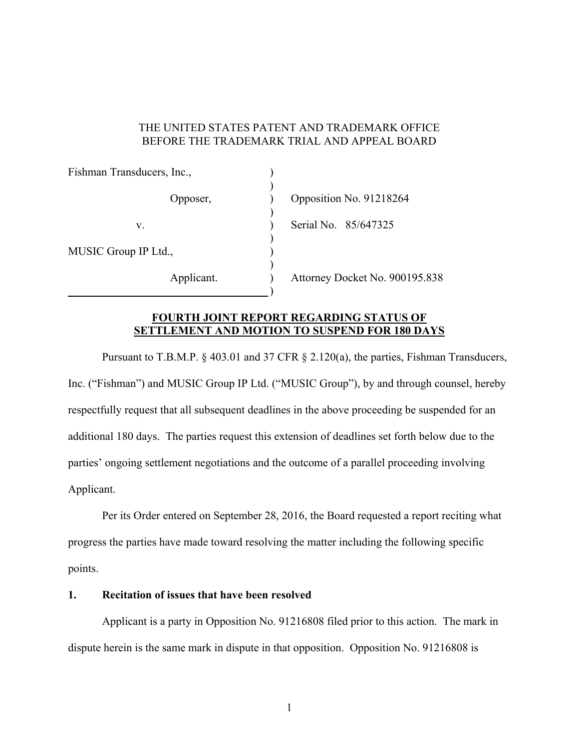THE UNITED STATES PATENT AND TRADEMARK OFFICE
BEFORE THE TRADEMARK TRIAL AND APPEAL BOARD

| | | |
|---|---|---|
| Fishman Transducers, Inc., | ) | |
| Opposer, | ) | Opposition No. 91218264 |
| v. | ) | Serial No. 85/647325 |
| MUSIC Group IP Ltd., | ) | |
| Applicant. | ) | Attorney Docket No. 900195.838 |

**FOURTH JOINT REPORT REGARDING STATUS OF SETTLEMENT AND MOTION TO SUSPEND FOR 180 DAYS**

Pursuant to T.B.M.P. § 403.01 and 37 CFR § 2.120(a), the parties, Fishman Transducers, Inc. ("Fishman") and MUSIC Group IP Ltd. ("MUSIC Group"), by and through counsel, hereby respectfully request that all subsequent deadlines in the above proceeding be suspended for an additional 180 days. The parties request this extension of deadlines set forth below due to the parties' ongoing settlement negotiations and the outcome of a parallel proceeding involving Applicant.

Per its Order entered on September 28, 2016, the Board requested a report reciting what progress the parties have made toward resolving the matter including the following specific points.

**1. Recitation of issues that have been resolved**

Applicant is a party in Opposition No. 91216808 filed prior to this action. The mark in dispute herein is the same mark in dispute in that opposition. Opposition No. 91216808 is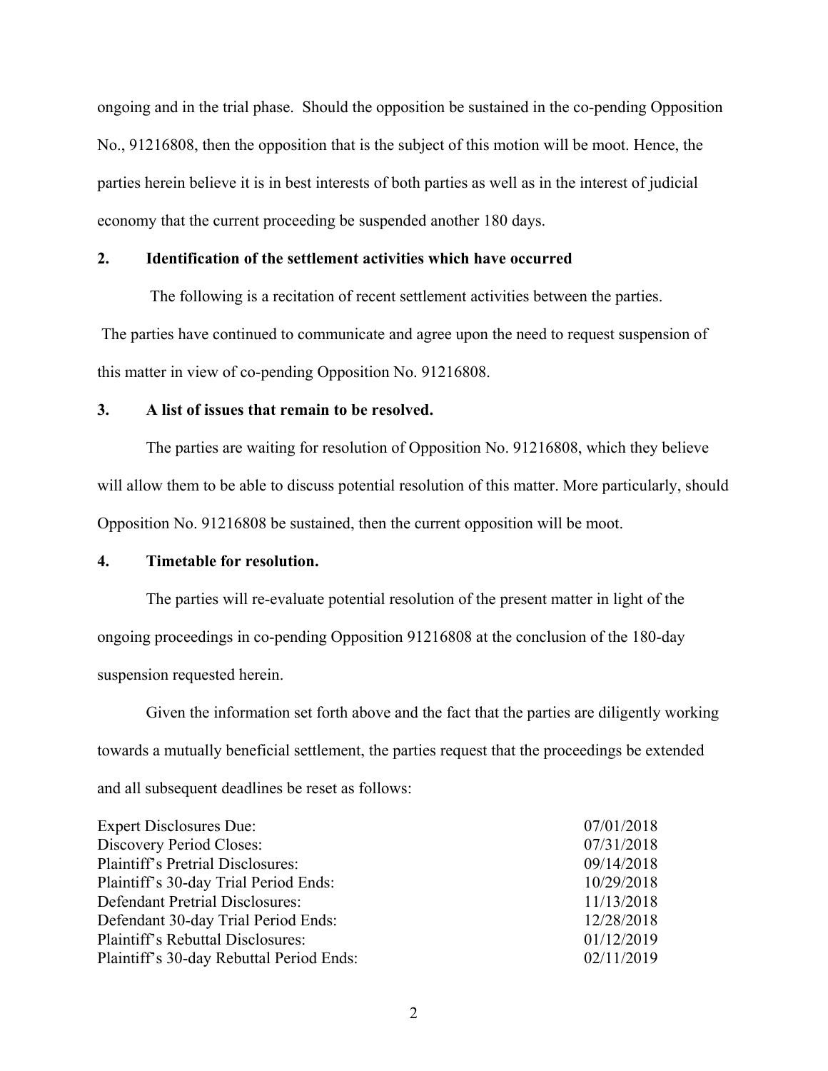ongoing and in the trial phase. Should the opposition be sustained in the co-pending Opposition No., 91216808, then the opposition that is the subject of this motion will be moot. Hence, the parties herein believe it is in best interests of both parties as well as in the interest of judicial economy that the current proceeding be suspended another 180 days.

**2. Identification of the settlement activities which have occurred**

The following is a recitation of recent settlement activities between the parties.

The parties have continued to communicate and agree upon the need to request suspension of this matter in view of co-pending Opposition No. 91216808.

**3. A list of issues that remain to be resolved.**

The parties are waiting for resolution of Opposition No. 91216808, which they believe will allow them to be able to discuss potential resolution of this matter. More particularly, should Opposition No. 91216808 be sustained, then the current opposition will be moot.

**4. Timetable for resolution.**

The parties will re-evaluate potential resolution of the present matter in light of the ongoing proceedings in co-pending Opposition 91216808 at the conclusion of the 180-day suspension requested herein.

Given the information set forth above and the fact that the parties are diligently working towards a mutually beneficial settlement, the parties request that the proceedings be extended and all subsequent deadlines be reset as follows:

| | |
|---|---|
| Expert Disclosures Due: | 07/01/2018 |
| Discovery Period Closes: | 07/31/2018 |
| Plaintiff's Pretrial Disclosures: | 09/14/2018 |
| Plaintiff's 30-day Trial Period Ends: | 10/29/2018 |
| Defendant Pretrial Disclosures: | 11/13/2018 |
| Defendant 30-day Trial Period Ends: | 12/28/2018 |
| Plaintiff's Rebuttal Disclosures: | 01/12/2019 |
| Plaintiff's 30-day Rebuttal Period Ends: | 02/11/2019 |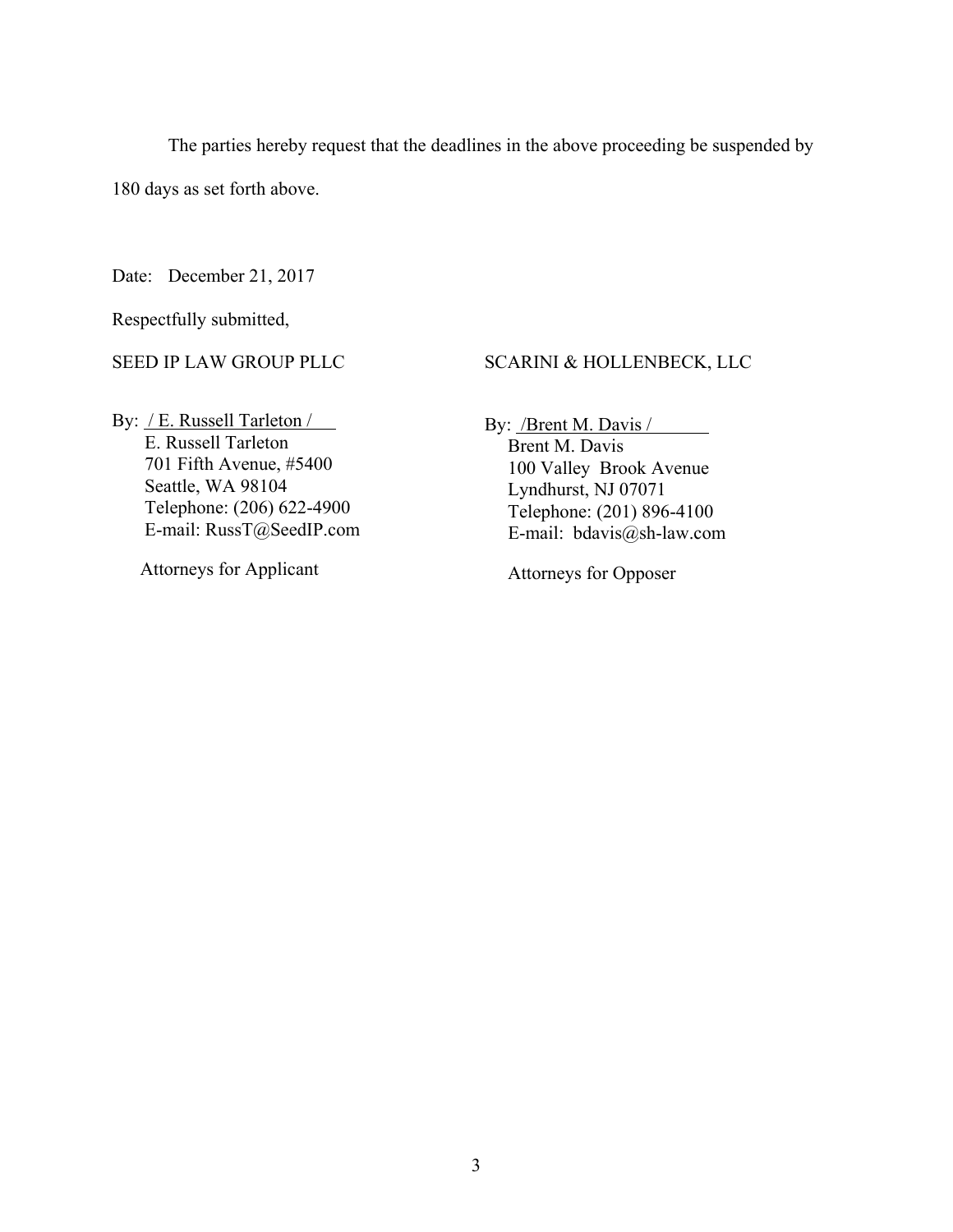The parties hereby request that the deadlines in the above proceeding be suspended by 180 days as set forth above.

Date: December 21, 2017

Respectfully submitted,

SEED IP LAW GROUP PLLC

By: / E. Russell Tarleton /
E. Russell Tarleton
701 Fifth Avenue, #5400
Seattle, WA 98104
Telephone: (206) 622-4900
E-mail: RussT@SeedIP.com

Attorneys for Applicant

SCARINI & HOLLENBECK, LLC

By: /Brent M. Davis /
Brent M. Davis
100 Valley Brook Avenue
Lyndhurst, NJ 07071
Telephone: (201) 896-4100
E-mail: bdavis@sh-law.com

Attorneys for Opposer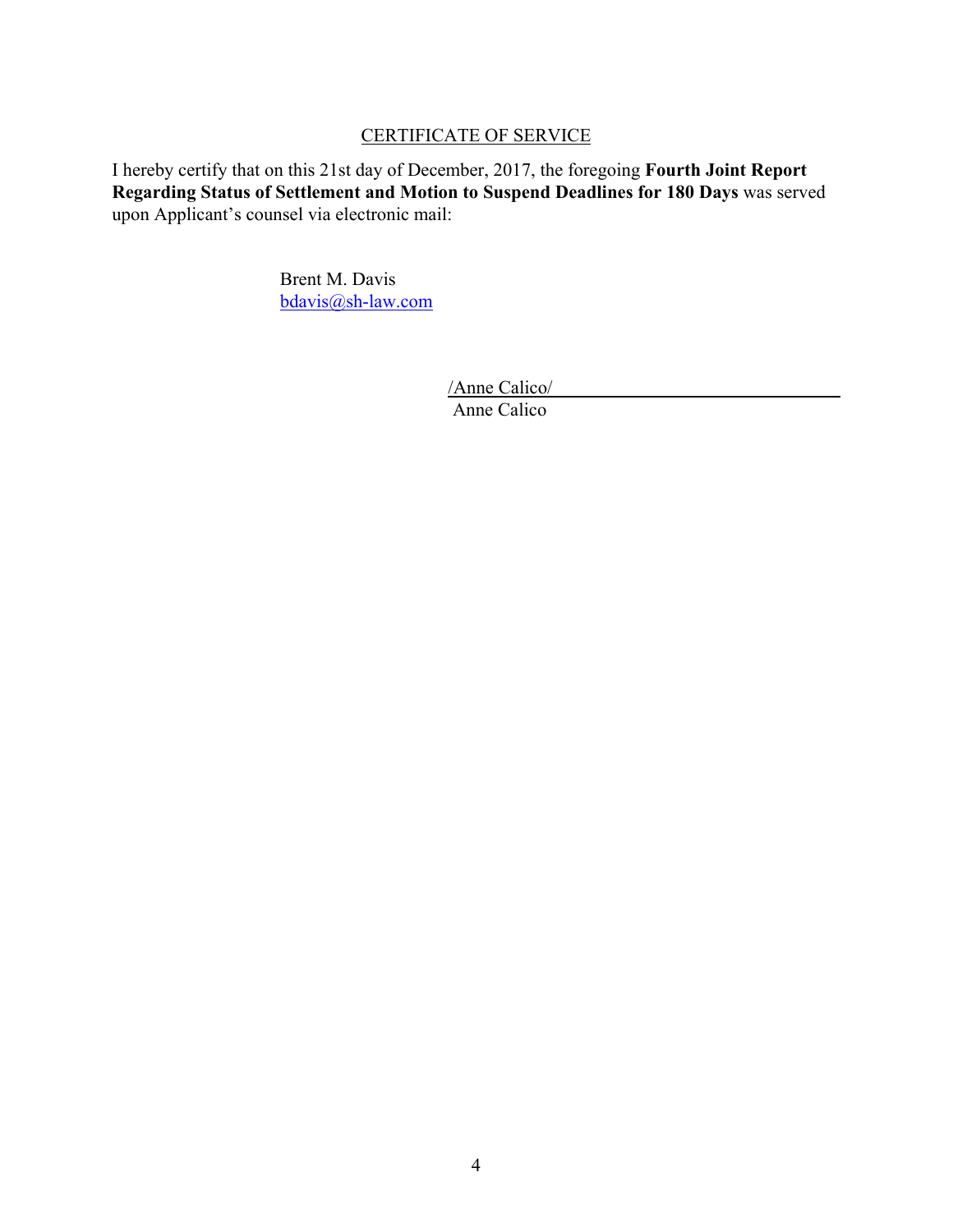## CERTIFICATE OF SERVICE

I hereby certify that on this 21st day of December, 2017, the foregoing **Fourth Joint Report Regarding Status of Settlement and Motion to Suspend Deadlines for 180 Days** was served upon Applicant's counsel via electronic mail:

Brent M. Davis
bdavis@sh-law.com

/Anne Calico/
Anne Calico